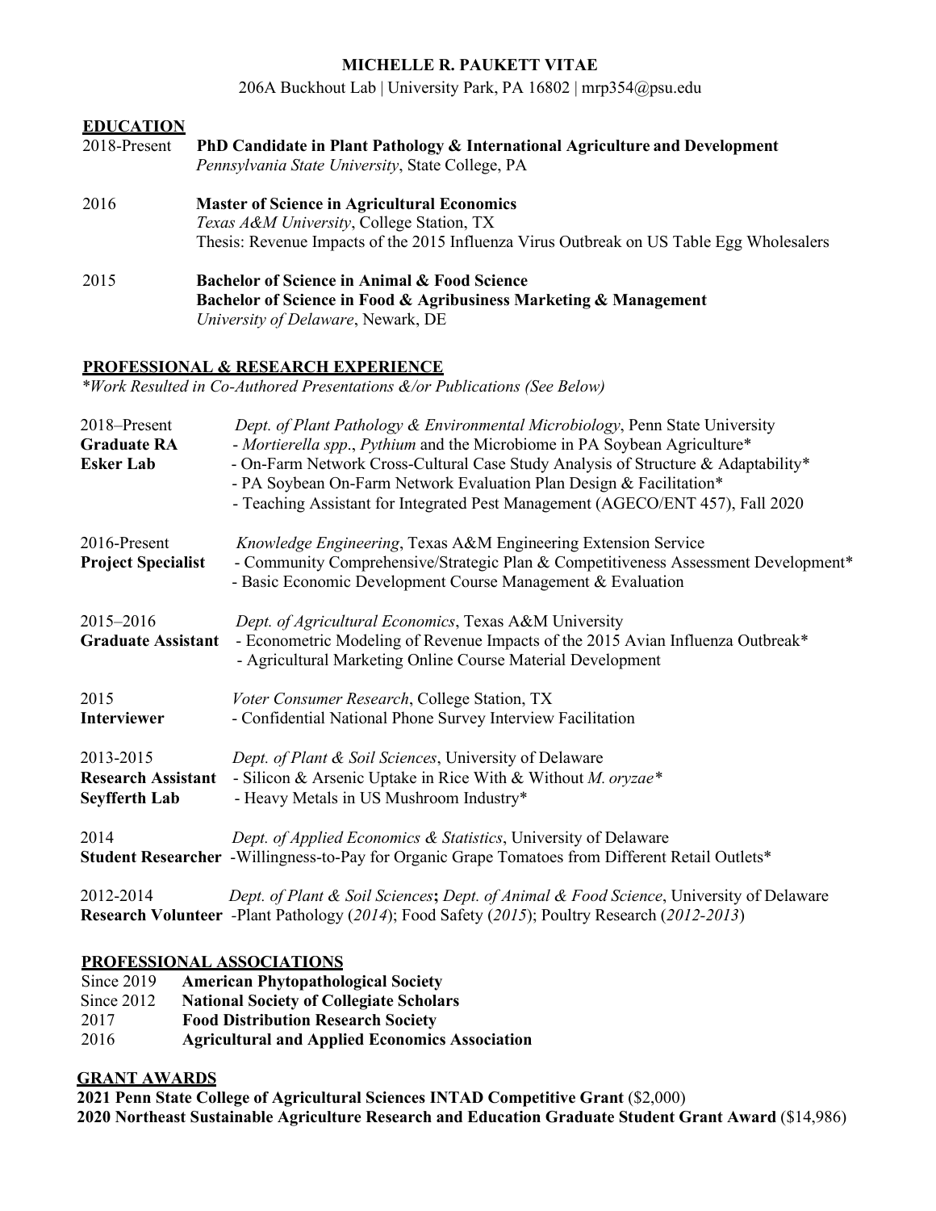# MICHELLE R. PAUKETT VITAE

206A Buckhout Lab | University Park, PA 16802 | mrp354@psu.edu

## EDUCATION

2018-Present **PhD Candidate in Plant Pathology & International Agriculture and Development**
*Pennsylvania State University*, State College, PA

2016 **Master of Science in Agricultural Economics**
*Texas A&M University*, College Station, TX
Thesis: Revenue Impacts of the 2015 Influenza Virus Outbreak on US Table Egg Wholesalers

2015 **Bachelor of Science in Animal & Food Science**
**Bachelor of Science in Food & Agribusiness Marketing & Management**
*University of Delaware*, Newark, DE

## PROFESSIONAL & RESEARCH EXPERIENCE

*\*Work Resulted in Co-Authored Presentations &/or Publications (See Below)*

2018–Present
**Graduate RA**
**Esker Lab**
*Dept. of Plant Pathology & Environmental Microbiology*, Penn State University
- *Mortierella spp*., *Pythium* and the Microbiome in PA Soybean Agriculture*
- On-Farm Network Cross-Cultural Case Study Analysis of Structure & Adaptability*
- PA Soybean On-Farm Network Evaluation Plan Design & Facilitation*
- Teaching Assistant for Integrated Pest Management (AGECO/ENT 457), Fall 2020

2016-Present
**Project Specialist**
*Knowledge Engineering*, Texas A&M Engineering Extension Service
- Community Comprehensive/Strategic Plan & Competitiveness Assessment Development*
- Basic Economic Development Course Management & Evaluation

2015–2016
**Graduate Assistant**
*Dept. of Agricultural Economics*, Texas A&M University
- Econometric Modeling of Revenue Impacts of the 2015 Avian Influenza Outbreak*
- Agricultural Marketing Online Course Material Development

2015
**Interviewer**
*Voter Consumer Research*, College Station, TX
- Confidential National Phone Survey Interview Facilitation

2013-2015
**Research Assistant**
**Seyfferth Lab**
*Dept. of Plant & Soil Sciences*, University of Delaware
- Silicon & Arsenic Uptake in Rice With & Without *M. oryzae**
- Heavy Metals in US Mushroom Industry*

2014
**Student Researcher**
*Dept. of Applied Economics & Statistics*, University of Delaware
- Willingness-to-Pay for Organic Grape Tomatoes from Different Retail Outlets*

2012-2014
**Research Volunteer**
*Dept. of Plant & Soil Sciences*; *Dept. of Animal & Food Science*, University of Delaware
- Plant Pathology (*2014*); Food Safety (*2015*); Poultry Research (*2012-2013*)

## PROFESSIONAL ASSOCIATIONS

Since 2019 **American Phytopathological Society**
Since 2012 **National Society of Collegiate Scholars**
2017 **Food Distribution Research Society**
2016 **Agricultural and Applied Economics Association**

## GRANT AWARDS

**2021 Penn State College of Agricultural Sciences INTAD Competitive Grant** ($2,000)
**2020 Northeast Sustainable Agriculture Research and Education Graduate Student Grant Award** ($14,986)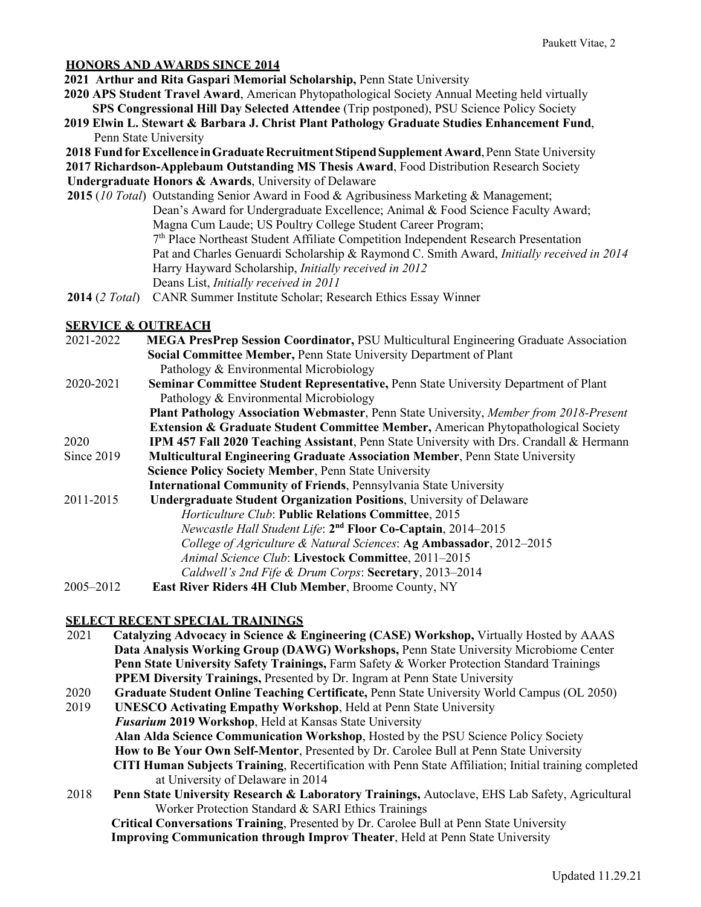## HONORS AND AWARDS SINCE 2014

**2021 Arthur and Rita Gaspari Memorial Scholarship,** Penn State University

**2020 APS Student Travel Award**, American Phytopathological Society Annual Meeting held virtually
**SPS Congressional Hill Day Selected Attendee** (Trip postponed), PSU Science Policy Society

**2019 Elwin L. Stewart & Barbara J. Christ Plant Pathology Graduate Studies Enhancement Fund**, Penn State University

**2018 Fund for Excellence in Graduate Recruitment Stipend Supplement Award**, Penn State University

**2017 Richardson-Applebaum Outstanding MS Thesis Award**, Food Distribution Research Society

**Undergraduate Honors & Awards**, University of Delaware

**2015** (*10 Total*) Outstanding Senior Award in Food & Agribusiness Marketing & Management; Dean's Award for Undergraduate Excellence; Animal & Food Science Faculty Award; Magna Cum Laude; US Poultry College Student Career Program; 7th Place Northeast Student Affiliate Competition Independent Research Presentation
Pat and Charles Genuardi Scholarship & Raymond C. Smith Award, *Initially received in 2014*
Harry Hayward Scholarship, *Initially received in 2012*
Deans List, *Initially received in 2011*

**2014** (*2 Total*) CANR Summer Institute Scholar; Research Ethics Essay Winner

## SERVICE & OUTREACH

2021-2022 **MEGA PresPrep Session Coordinator,** PSU Multicultural Engineering Graduate Association
**Social Committee Member,** Penn State University Department of Plant Pathology & Environmental Microbiology

2020-2021 **Seminar Committee Student Representative,** Penn State University Department of Plant Pathology & Environmental Microbiology
**Plant Pathology Association Webmaster**, Penn State University, *Member from 2018-Present*
**Extension & Graduate Student Committee Member,** American Phytopathological Society

2020 **IPM 457 Fall 2020 Teaching Assistant**, Penn State University with Drs. Crandall & Hermann

Since 2019 **Multicultural Engineering Graduate Association Member**, Penn State University
**Science Policy Society Member**, Penn State University
**International Community of Friends**, Pennsylvania State University

2011-2015 **Undergraduate Student Organization Positions**, University of Delaware
- *Horticulture Club*: **Public Relations Committee**, 2015
- *Newcastle Hall Student Life*: **2nd Floor Co-Captain**, 2014–2015
- *College of Agriculture & Natural Sciences*: **Ag Ambassador**, 2012–2015
- *Animal Science Club*: **Livestock Committee**, 2011–2015
- *Caldwell's 2nd Fife & Drum Corps*: **Secretary**, 2013–2014

2005–2012 **East River Riders 4H Club Member**, Broome County, NY

## SELECT RECENT SPECIAL TRAININGS

2021 **Catalyzing Advocacy in Science & Engineering (CASE) Workshop,** Virtually Hosted by AAAS
**Data Analysis Working Group (DAWG) Workshops,** Penn State University Microbiome Center
**Penn State University Safety Trainings,** Farm Safety & Worker Protection Standard Trainings
**PPEM Diversity Trainings,** Presented by Dr. Ingram at Penn State University

2020 **Graduate Student Online Teaching Certificate,** Penn State University World Campus (OL 2050)

2019 **UNESCO Activating Empathy Workshop**, Held at Penn State University
***Fusarium* 2019 Workshop**, Held at Kansas State University
**Alan Alda Science Communication Workshop**, Hosted by the PSU Science Policy Society
**How to Be Your Own Self-Mentor**, Presented by Dr. Carolee Bull at Penn State University
**CITI Human Subjects Training**, Recertification with Penn State Affiliation; Initial training completed at University of Delaware in 2014

2018 **Penn State University Research & Laboratory Trainings,** Autoclave, EHS Lab Safety, Agricultural Worker Protection Standard & SARI Ethics Trainings
**Critical Conversations Training**, Presented by Dr. Carolee Bull at Penn State University
**Improving Communication through Improv Theater**, Held at Penn State University

Updated 11.29.21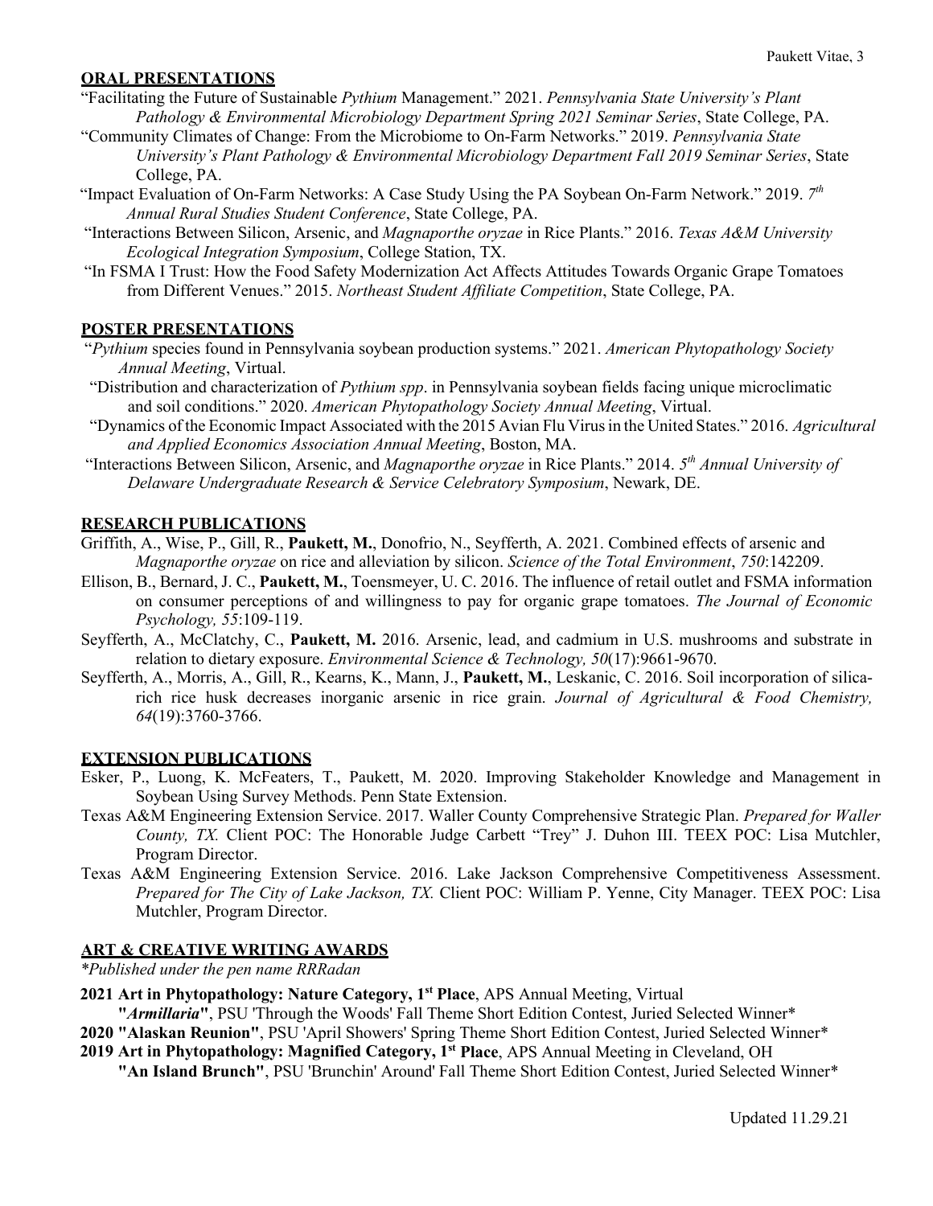## ORAL PRESENTATIONS

"Facilitating the Future of Sustainable *Pythium* Management." 2021. *Pennsylvania State University's Plant Pathology & Environmental Microbiology Department Spring 2021 Seminar Series*, State College, PA.

"Community Climates of Change: From the Microbiome to On-Farm Networks." 2019. *Pennsylvania State University's Plant Pathology & Environmental Microbiology Department Fall 2019 Seminar Series*, State College, PA.

"Impact Evaluation of On-Farm Networks: A Case Study Using the PA Soybean On-Farm Network." 2019. *7th Annual Rural Studies Student Conference*, State College, PA.

"Interactions Between Silicon, Arsenic, and *Magnaporthe oryzae* in Rice Plants." 2016. *Texas A&M University Ecological Integration Symposium*, College Station, TX.

"In FSMA I Trust: How the Food Safety Modernization Act Affects Attitudes Towards Organic Grape Tomatoes from Different Venues." 2015. *Northeast Student Affiliate Competition*, State College, PA.

## POSTER PRESENTATIONS

"*Pythium* species found in Pennsylvania soybean production systems." 2021. *American Phytopathology Society Annual Meeting*, Virtual.

"Distribution and characterization of *Pythium spp*. in Pennsylvania soybean fields facing unique microclimatic and soil conditions." 2020. *American Phytopathology Society Annual Meeting*, Virtual.

"Dynamics of the Economic Impact Associated with the 2015 Avian Flu Virus in the United States." 2016. *Agricultural and Applied Economics Association Annual Meeting*, Boston, MA.

"Interactions Between Silicon, Arsenic, and *Magnaporthe oryzae* in Rice Plants." 2014. *5th Annual University of Delaware Undergraduate Research & Service Celebratory Symposium*, Newark, DE.

## RESEARCH PUBLICATIONS

Griffith, A., Wise, P., Gill, R., **Paukett, M.**, Donofrio, N., Seyfferth, A. 2021. Combined effects of arsenic and *Magnaporthe oryzae* on rice and alleviation by silicon. *Science of the Total Environment*, *750*:142209.

Ellison, B., Bernard, J. C., **Paukett, M.**, Toensmeyer, U. C. 2016. The influence of retail outlet and FSMA information on consumer perceptions of and willingness to pay for organic grape tomatoes. *The Journal of Economic Psychology, 55*:109-119.

Seyfferth, A., McClatchy, C., **Paukett, M.** 2016. Arsenic, lead, and cadmium in U.S. mushrooms and substrate in relation to dietary exposure. *Environmental Science & Technology, 50*(17):9661-9670.

Seyfferth, A., Morris, A., Gill, R., Kearns, K., Mann, J., **Paukett, M.**, Leskanic, C. 2016. Soil incorporation of silica-rich rice husk decreases inorganic arsenic in rice grain. *Journal of Agricultural & Food Chemistry, 64*(19):3760-3766.

## EXTENSION PUBLICATIONS

Esker, P., Luong, K. McFeaters, T., Paukett, M. 2020. Improving Stakeholder Knowledge and Management in Soybean Using Survey Methods. Penn State Extension.

Texas A&M Engineering Extension Service. 2017. Waller County Comprehensive Strategic Plan. *Prepared for Waller County, TX.* Client POC: The Honorable Judge Carbett "Trey" J. Duhon III. TEEX POC: Lisa Mutchler, Program Director.

Texas A&M Engineering Extension Service. 2016. Lake Jackson Comprehensive Competitiveness Assessment. *Prepared for The City of Lake Jackson, TX.* Client POC: William P. Yenne, City Manager. TEEX POC: Lisa Mutchler, Program Director.

## ART & CREATIVE WRITING AWARDS

*\*Published under the pen name RRRadan*

**2021 Art in Phytopathology: Nature Category, 1st Place**, APS Annual Meeting, Virtual

**"*Armillaria*"**, PSU 'Through the Woods' Fall Theme Short Edition Contest, Juried Selected Winner*

**2020 "Alaskan Reunion"**, PSU 'April Showers' Spring Theme Short Edition Contest, Juried Selected Winner*

**2019 Art in Phytopathology: Magnified Category, 1st Place**, APS Annual Meeting in Cleveland, OH

**"An Island Brunch"**, PSU 'Brunchin' Around' Fall Theme Short Edition Contest, Juried Selected Winner*

Updated 11.29.21